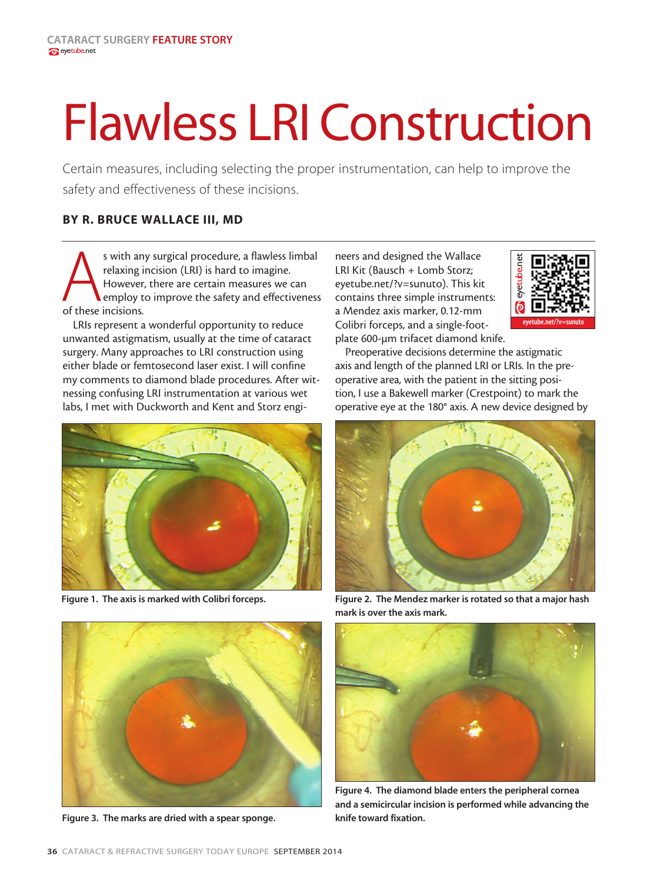# Flawless LRI Construction

Certain measures, including selecting the proper instrumentation, can help to improve the safety and effectiveness of these incisions.

**BY R. BRUCE WALLACE III, MD**

As with any surgical procedure, a flawless limbal relaxing incision (LRI) is hard to imagine. However, there are certain measures we can employ to improve the safety and effectiveness of these incisions.

LRIs represent a wonderful opportunity to reduce unwanted astigmatism, usually at the time of cataract surgery. Many approaches to LRI construction using either blade or femtosecond laser exist. I will confine my comments to diamond blade procedures. After witnessing confusing LRI instrumentation at various wet labs, I met with Duckworth and Kent and Storz engineers and designed the Wallace LRI Kit (Bausch + Lomb Storz; eyetube.net/?v=sunuto). This kit contains three simple instruments: a Mendez axis marker, 0.12-mm Colibri forceps, and a single-footplate 600-µm trifacet diamond knife.

eyetube.net/?v=sunuto

Preoperative decisions determine the astigmatic axis and length of the planned LRI or LRIs. In the preoperative area, with the patient in the sitting position, I use a Bakewell marker (Crestpoint) to mark the operative eye at the 180° axis. A new device designed by

**Figure 1. The axis is marked with Colibri forceps.**

**Figure 2. The Mendez marker is rotated so that a major hash mark is over the axis mark.**

**Figure 3. The marks are dried with a spear sponge.**

**Figure 4. The diamond blade enters the peripheral cornea and a semicircular incision is performed while advancing the knife toward fixation.**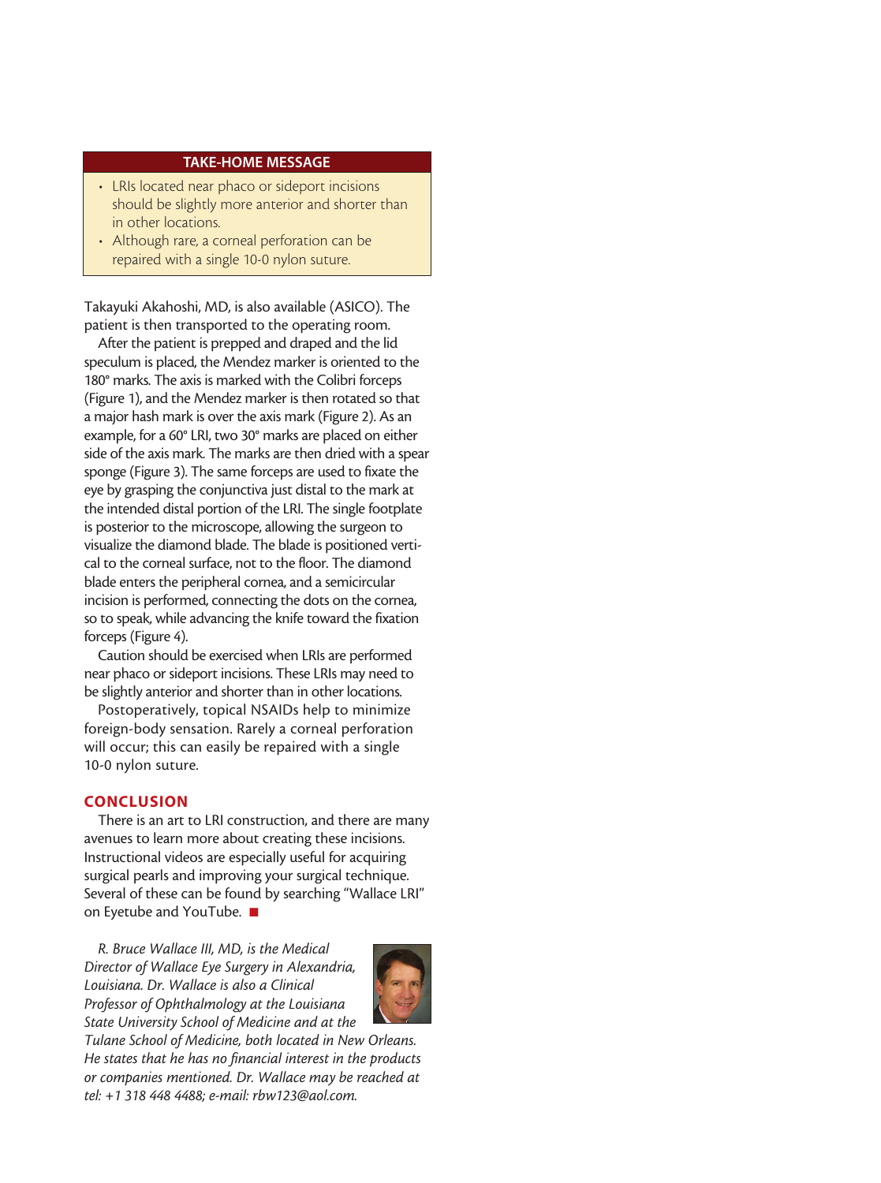## TAKE-HOME MESSAGE

- LRIs located near phaco or sideport incisions should be slightly more anterior and shorter than in other locations.
- Although rare, a corneal perforation can be repaired with a single 10-0 nylon suture.

Takayuki Akahoshi, MD, is also available (ASICO). The patient is then transported to the operating room.

After the patient is prepped and draped and the lid speculum is placed, the Mendez marker is oriented to the 180° marks. The axis is marked with the Colibri forceps (Figure 1), and the Mendez marker is then rotated so that a major hash mark is over the axis mark (Figure 2). As an example, for a 60° LRI, two 30° marks are placed on either side of the axis mark. The marks are then dried with a spear sponge (Figure 3). The same forceps are used to fixate the eye by grasping the conjunctiva just distal to the mark at the intended distal portion of the LRI. The single footplate is posterior to the microscope, allowing the surgeon to visualize the diamond blade. The blade is positioned vertical to the corneal surface, not to the floor. The diamond blade enters the peripheral cornea, and a semicircular incision is performed, connecting the dots on the cornea, so to speak, while advancing the knife toward the fixation forceps (Figure 4).

Caution should be exercised when LRIs are performed near phaco or sideport incisions. These LRIs may need to be slightly anterior and shorter than in other locations.

Postoperatively, topical NSAIDs help to minimize foreign-body sensation. Rarely a corneal perforation will occur; this can easily be repaired with a single 10-0 nylon suture.

## CONCLUSION

There is an art to LRI construction, and there are many avenues to learn more about creating these incisions. Instructional videos are especially useful for acquiring surgical pearls and improving your surgical technique. Several of these can be found by searching "Wallace LRI" on Eyetube and YouTube. ■

*R. Bruce Wallace III, MD, is the Medical Director of Wallace Eye Surgery in Alexandria, Louisiana. Dr. Wallace is also a Clinical Professor of Ophthalmology at the Louisiana State University School of Medicine and at the Tulane School of Medicine, both located in New Orleans. He states that he has no financial interest in the products or companies mentioned. Dr. Wallace may be reached at tel: +1 318 448 4488; e-mail: rbw123@aol.com.*